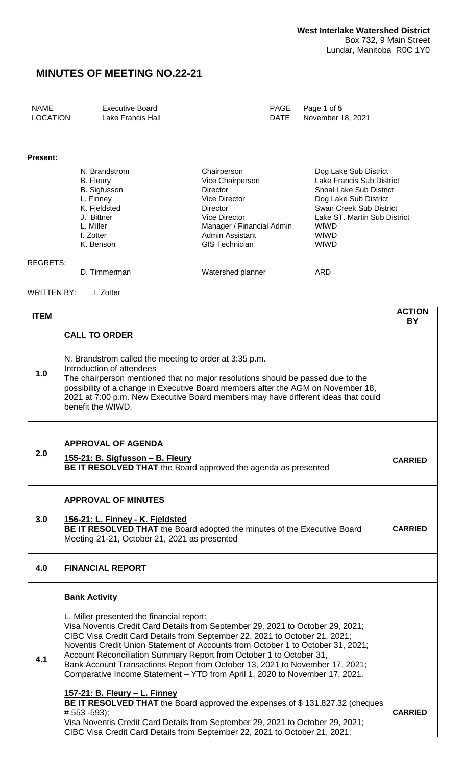**West Interlake Watershed District**
Box 732, 9 Main Street
Lundar, Manitoba R0C 1Y0

# MINUTES OF MEETING NO.22-21

| | | | |
|---|---|---|---|
| NAME | Executive Board | PAGE | Page **1** of **5** |
| LOCATION | Lake Francis Hall | DATE | November 18, 2021 |

**Present:**

| | | |
|---|---|---|
| N. Brandstrom | Chairperson | Dog Lake Sub District |
| B. Fleury | Vice Chairperson | Lake Francis Sub District |
| B. Sigfusson | Director | Shoal Lake Sub District |
| L. Finney | Vice Director | Dog Lake Sub District |
| K. Fjeldsted | Director | Swan Creek Sub District |
| J. Bittner | Vice Director | Lake ST. Martin Sub District |
| L. Miller | Manager / Financial Admin | WIWD |
| I. Zotter | Admin Assistant | WIWD |
| K. Benson | GIS Technician | WIWD |

REGRETS:

| | | |
|---|---|---|
| D. Timmerman | Watershed planner | ARD |

WRITTEN BY: I. Zotter

| ITEM | | ACTION BY |
|---|---|---|
| 1.0 | **CALL TO ORDER**<br><br>N. Brandstrom called the meeting to order at 3:35 p.m.<br>Introduction of attendees<br>The chairperson mentioned that no major resolutions should be passed due to the possibility of a change in Executive Board members after the AGM on November 18, 2021 at 7:00 p.m. New Executive Board members may have different ideas that could benefit the WIWD. | |
| 2.0 | **APPROVAL OF AGENDA**<br><br>**155-21: B. Sigfusson – B. Fleury**<br>**BE IT RESOLVED THAT** the Board approved the agenda as presented | **CARRIED** |
| 3.0 | **APPROVAL OF MINUTES**<br><br>**156-21: L. Finney - K. Fjeldsted**<br>**BE IT RESOLVED THAT** the Board adopted the minutes of the Executive Board Meeting 21-21, October 21, 2021 as presented | **CARRIED** |
| 4.0 | **FINANCIAL REPORT** | |
| 4.1 | **Bank Activity**<br><br>L. Miller presented the financial report:<br>Visa Noventis Credit Card Details from September 29, 2021 to October 29, 2021;<br>CIBC Visa Credit Card Details from September 22, 2021 to October 21, 2021;<br>Noventis Credit Union Statement of Accounts from October 1 to October 31, 2021;<br>Account Reconciliation Summary Report from October 1 to October 31,<br>Bank Account Transactions Report from October 13, 2021 to November 17, 2021;<br>Comparative Income Statement – YTD from April 1, 2020 to November 17, 2021.<br><br>**157-21: B. Fleury – L. Finney**<br>**BE IT RESOLVED THAT** the Board approved the expenses of $ 131,827.32 (cheques # 553 -593);<br>Visa Noventis Credit Card Details from September 29, 2021 to October 29, 2021;<br>CIBC Visa Credit Card Details from September 22, 2021 to October 21, 2021; | **CARRIED** |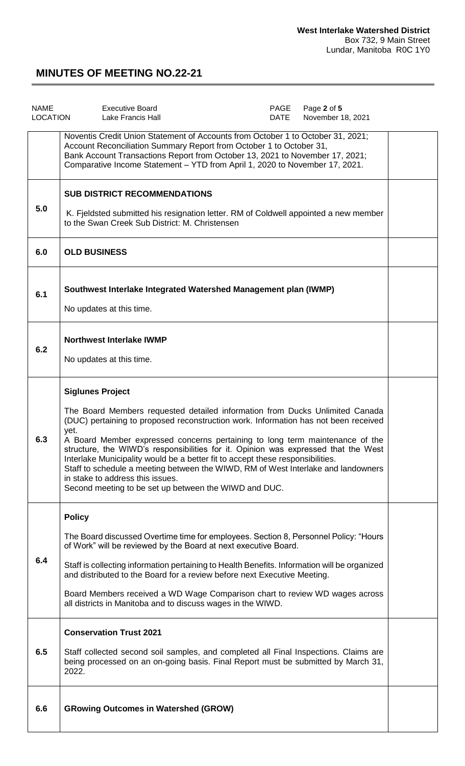**West Interlake Watershed District**
Box 732, 9 Main Street
Lundar, Manitoba R0C 1Y0

# MINUTES OF MEETING NO.22-21

| NAME | Executive Board | PAGE | Page 2 of 5 |
|---|---|---|---|
| LOCATION | Lake Francis Hall | DATE | November 18, 2021 |

| | | |
|---|---|---|
| | Noventis Credit Union Statement of Accounts from October 1 to October 31, 2021; Account Reconciliation Summary Report from October 1 to October 31, Bank Account Transactions Report from October 13, 2021 to November 17, 2021; Comparative Income Statement – YTD from April 1, 2020 to November 17, 2021. | |
| **5.0** | **SUB DISTRICT RECOMMENDATIONS**<br><br>K. Fjeldsted submitted his resignation letter. RM of Coldwell appointed a new member to the Swan Creek Sub District: M. Christensen | |
| **6.0** | **OLD BUSINESS** | |
| **6.1** | **Southwest Interlake Integrated Watershed Management plan (IWMP)**<br><br>No updates at this time. | |
| **6.2** | **Northwest Interlake IWMP**<br><br>No updates at this time. | |
| **6.3** | **Siglunes Project**<br><br>The Board Members requested detailed information from Ducks Unlimited Canada (DUC) pertaining to proposed reconstruction work. Information has not been received yet.<br>A Board Member expressed concerns pertaining to long term maintenance of the structure, the WIWD's responsibilities for it. Opinion was expressed that the West Interlake Municipality would be a better fit to accept these responsibilities.<br>Staff to schedule a meeting between the WIWD, RM of West Interlake and landowners in stake to address this issues.<br>Second meeting to be set up between the WIWD and DUC. | |
| **6.4** | **Policy**<br><br>The Board discussed Overtime time for employees. Section 8, Personnel Policy: "Hours of Work" will be reviewed by the Board at next executive Board.<br><br>Staff is collecting information pertaining to Health Benefits. Information will be organized and distributed to the Board for a review before next Executive Meeting.<br><br>Board Members received a WD Wage Comparison chart to review WD wages across all districts in Manitoba and to discuss wages in the WIWD. | |
| **6.5** | **Conservation Trust 2021**<br><br>Staff collected second soil samples, and completed all Final Inspections. Claims are being processed on an on-going basis. Final Report must be submitted by March 31, 2022. | |
| **6.6** | **GRowing Outcomes in Watershed (GROW)** | |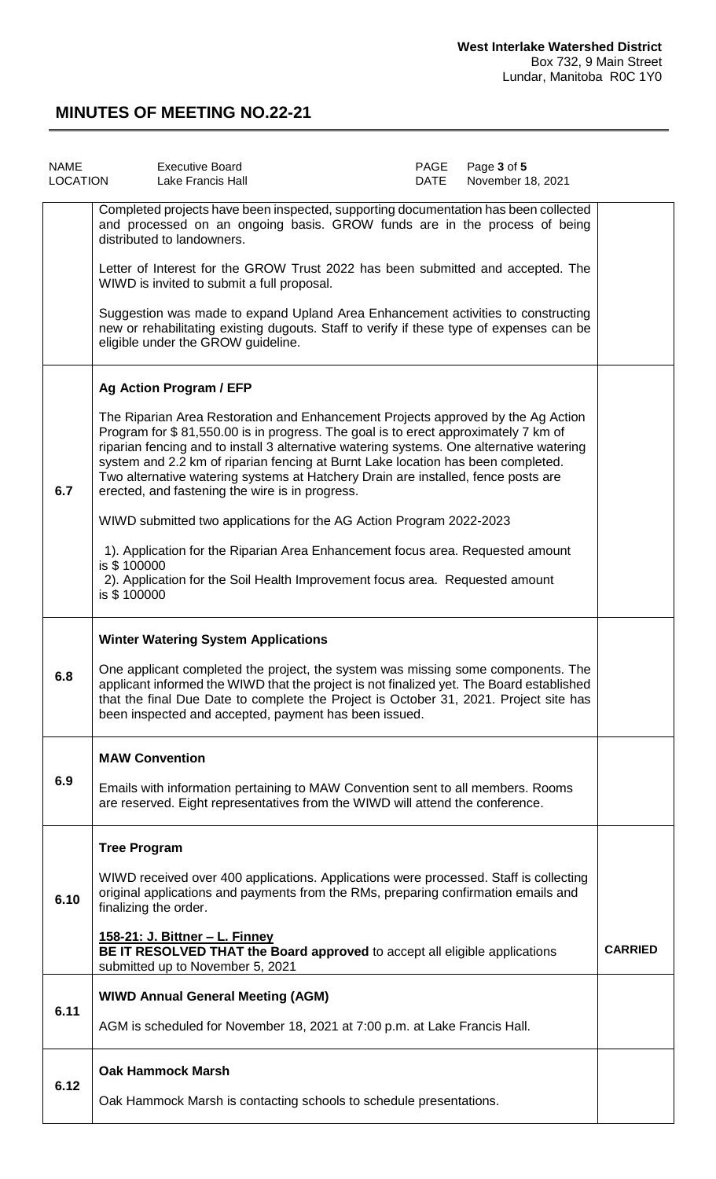**West Interlake Watershed District**
Box 732, 9 Main Street
Lundar, Manitoba R0C 1Y0

# MINUTES OF MEETING NO.22-21

| NAME | Executive Board | PAGE | Page 3 of 5 |
| --- | --- | --- | --- |
| LOCATION | Lake Francis Hall | DATE | November 18, 2021 |

| | | |
| --- | --- | --- |
| | Completed projects have been inspected, supporting documentation has been collected and processed on an ongoing basis. GROW funds are in the process of being distributed to landowners.<br><br>Letter of Interest for the GROW Trust 2022 has been submitted and accepted. The WIWD is invited to submit a full proposal.<br><br>Suggestion was made to expand Upland Area Enhancement activities to constructing new or rehabilitating existing dugouts. Staff to verify if these type of expenses can be eligible under the GROW guideline. | |
| 6.7 | **Ag Action Program / EFP**<br><br>The Riparian Area Restoration and Enhancement Projects approved by the Ag Action Program for $ 81,550.00 is in progress. The goal is to erect approximately 7 km of riparian fencing and to install 3 alternative watering systems. One alternative watering system and 2.2 km of riparian fencing at Burnt Lake location has been completed. Two alternative watering systems at Hatchery Drain are installed, fence posts are erected, and fastening the wire is in progress.<br><br>WIWD submitted two applications for the AG Action Program 2022-2023<br><br>1). Application for the Riparian Area Enhancement focus area. Requested amount is $ 100000<br>2). Application for the Soil Health Improvement focus area. Requested amount is $ 100000 | |
| 6.8 | **Winter Watering System Applications**<br><br>One applicant completed the project, the system was missing some components. The applicant informed the WIWD that the project is not finalized yet. The Board established that the final Due Date to complete the Project is October 31, 2021. Project site has been inspected and accepted, payment has been issued. | |
| 6.9 | **MAW Convention**<br><br>Emails with information pertaining to MAW Convention sent to all members. Rooms are reserved. Eight representatives from the WIWD will attend the conference. | |
| 6.10 | **Tree Program**<br><br>WIWD received over 400 applications. Applications were processed. Staff is collecting original applications and payments from the RMs, preparing confirmation emails and finalizing the order.<br><br>**158-21: J. Bittner – L. Finney**<br>**BE IT RESOLVED THAT the Board approved** to accept all eligible applications submitted up to November 5, 2021 | **CARRIED** |
| 6.11 | **WIWD Annual General Meeting (AGM)**<br><br>AGM is scheduled for November 18, 2021 at 7:00 p.m. at Lake Francis Hall. | |
| 6.12 | **Oak Hammock Marsh**<br><br>Oak Hammock Marsh is contacting schools to schedule presentations. | |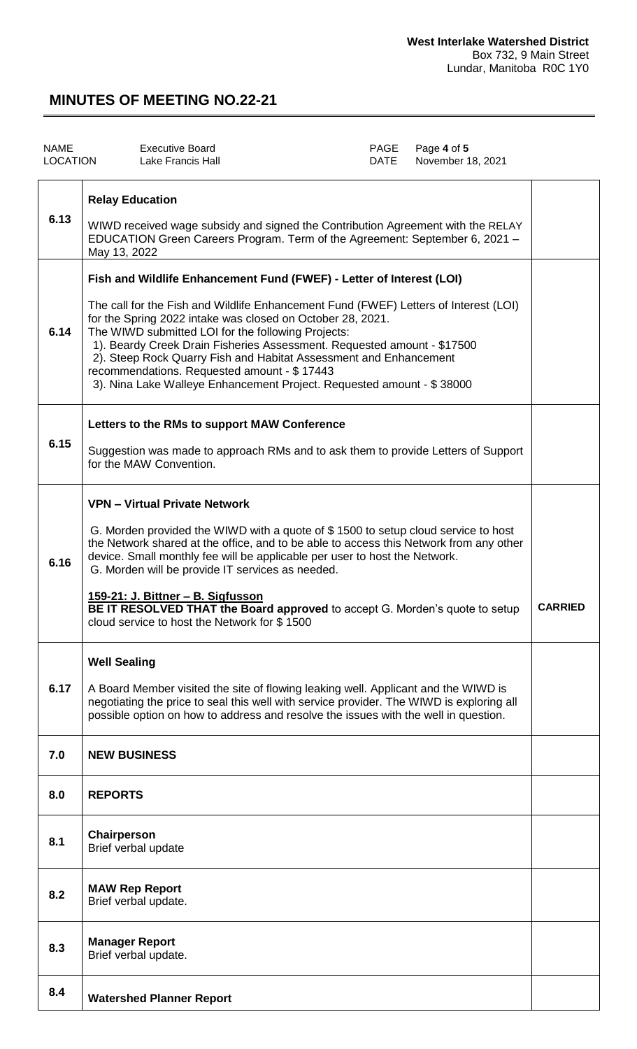**West Interlake Watershed District**
Box 732, 9 Main Street
Lundar, Manitoba R0C 1Y0

# MINUTES OF MEETING NO.22-21

| | | | |
|---|---|---|---|
| NAME | Executive Board | PAGE | Page **4** of **5** |
| LOCATION | Lake Francis Hall | DATE | November 18, 2021 |

| | | |
|---|---|---|
| 6.13 | **Relay Education**<br><br>WIWD received wage subsidy and signed the Contribution Agreement with the RELAY EDUCATION Green Careers Program. Term of the Agreement: September 6, 2021 – May 13, 2022 | |
| 6.14 | **Fish and Wildlife Enhancement Fund (FWEF) - Letter of Interest (LOI)**<br><br>The call for the Fish and Wildlife Enhancement Fund (FWEF) Letters of Interest (LOI) for the Spring 2022 intake was closed on October 28, 2021.<br>The WIWD submitted LOI for the following Projects:<br>1). Beardy Creek Drain Fisheries Assessment. Requested amount - $17500<br>2). Steep Rock Quarry Fish and Habitat Assessment and Enhancement recommendations. Requested amount - $ 17443<br>3). Nina Lake Walleye Enhancement Project. Requested amount - $ 38000 | |
| 6.15 | **Letters to the RMs to support MAW Conference**<br><br>Suggestion was made to approach RMs and to ask them to provide Letters of Support for the MAW Convention. | |
| 6.16 | **VPN – Virtual Private Network**<br><br>G. Morden provided the WIWD with a quote of $ 1500 to setup cloud service to host the Network shared at the office, and to be able to access this Network from any other device. Small monthly fee will be applicable per user to host the Network.<br>G. Morden will be provide IT services as needed.<br><br>**159-21: J. Bittner – B. Sigfusson**<br>**BE IT RESOLVED THAT the Board approved** to accept G. Morden's quote to setup cloud service to host the Network for $ 1500 | **CARRIED** |
| 6.17 | **Well Sealing**<br><br>A Board Member visited the site of flowing leaking well. Applicant and the WIWD is negotiating the price to seal this well with service provider. The WIWD is exploring all possible option on how to address and resolve the issues with the well in question. | |
| 7.0 | **NEW BUSINESS** | |
| 8.0 | **REPORTS** | |
| 8.1 | **Chairperson**<br>Brief verbal update | |
| 8.2 | **MAW Rep Report**<br>Brief verbal update. | |
| 8.3 | **Manager Report**<br>Brief verbal update. | |
| 8.4 | **Watershed Planner Report** | |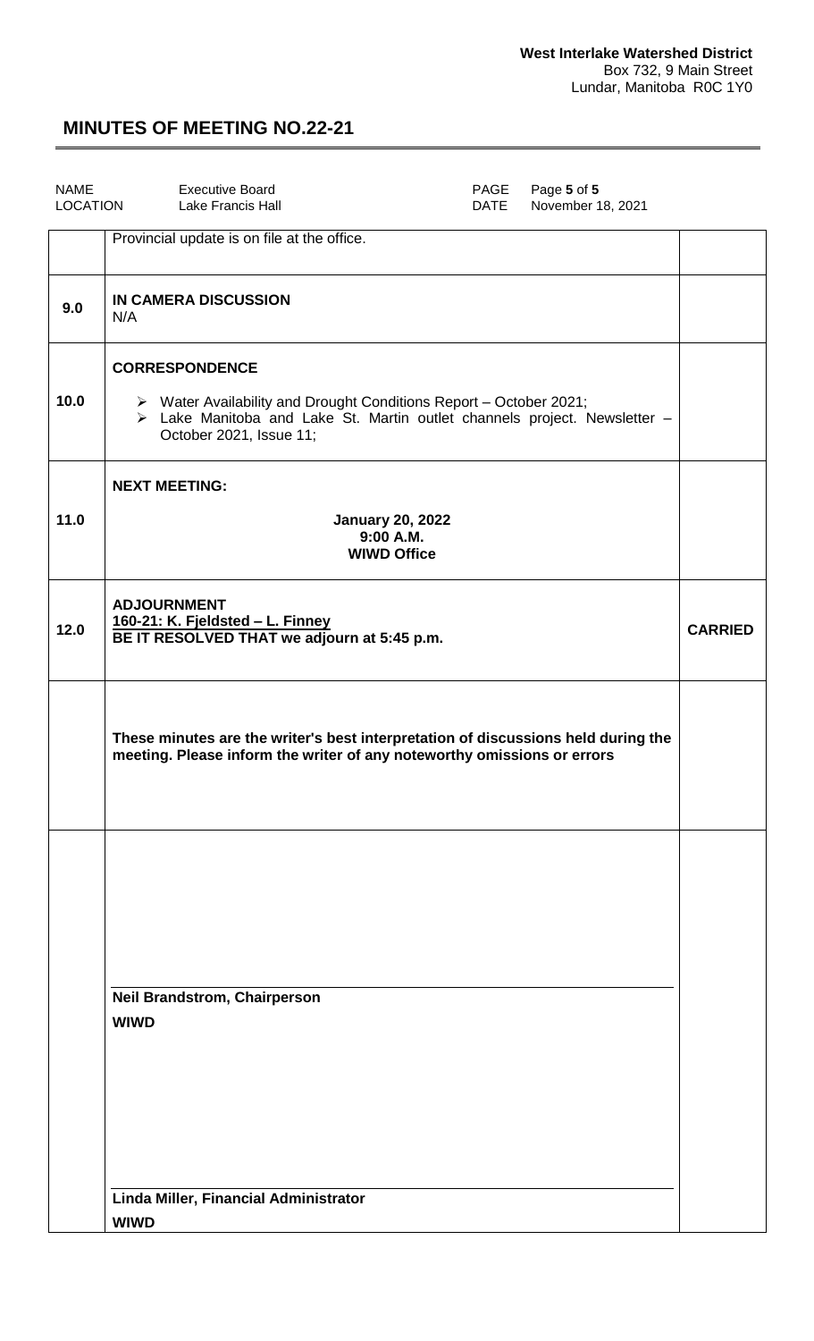**West Interlake Watershed District**
Box 732, 9 Main Street
Lundar, Manitoba R0C 1Y0

## MINUTES OF MEETING NO.22-21

| | | | |
|---|---|---|---|
| NAME | Executive Board | PAGE | Page **5** of **5** |
| LOCATION | Lake Francis Hall | DATE | November 18, 2021 |

| | | |
|---|---|---|
| | Provincial update is on file at the office. | |
| **9.0** | **IN CAMERA DISCUSSION**<br>N/A | |
| **10.0** | **CORRESPONDENCE**<br>➢ Water Availability and Drought Conditions Report – October 2021;<br>➢ Lake Manitoba and Lake St. Martin outlet channels project. Newsletter – October 2021, Issue 11; | |
| **11.0** | **NEXT MEETING:**<br>**January 20, 2022**<br>**9:00 A.M.**<br>**WIWD Office** | |
| **12.0** | **ADJOURNMENT**<br>**160-21: K. Fjeldsted – L. Finney**<br>**BE IT RESOLVED THAT we adjourn at 5:45 p.m.** | **CARRIED** |
| | **These minutes are the writer's best interpretation of discussions held during the meeting. Please inform the writer of any noteworthy omissions or errors** | |
| | ______________________________<br>**Neil Brandstrom, Chairperson**<br>**WIWD**<br><br>______________________________<br>**Linda Miller, Financial Administrator**<br>**WIWD** | |